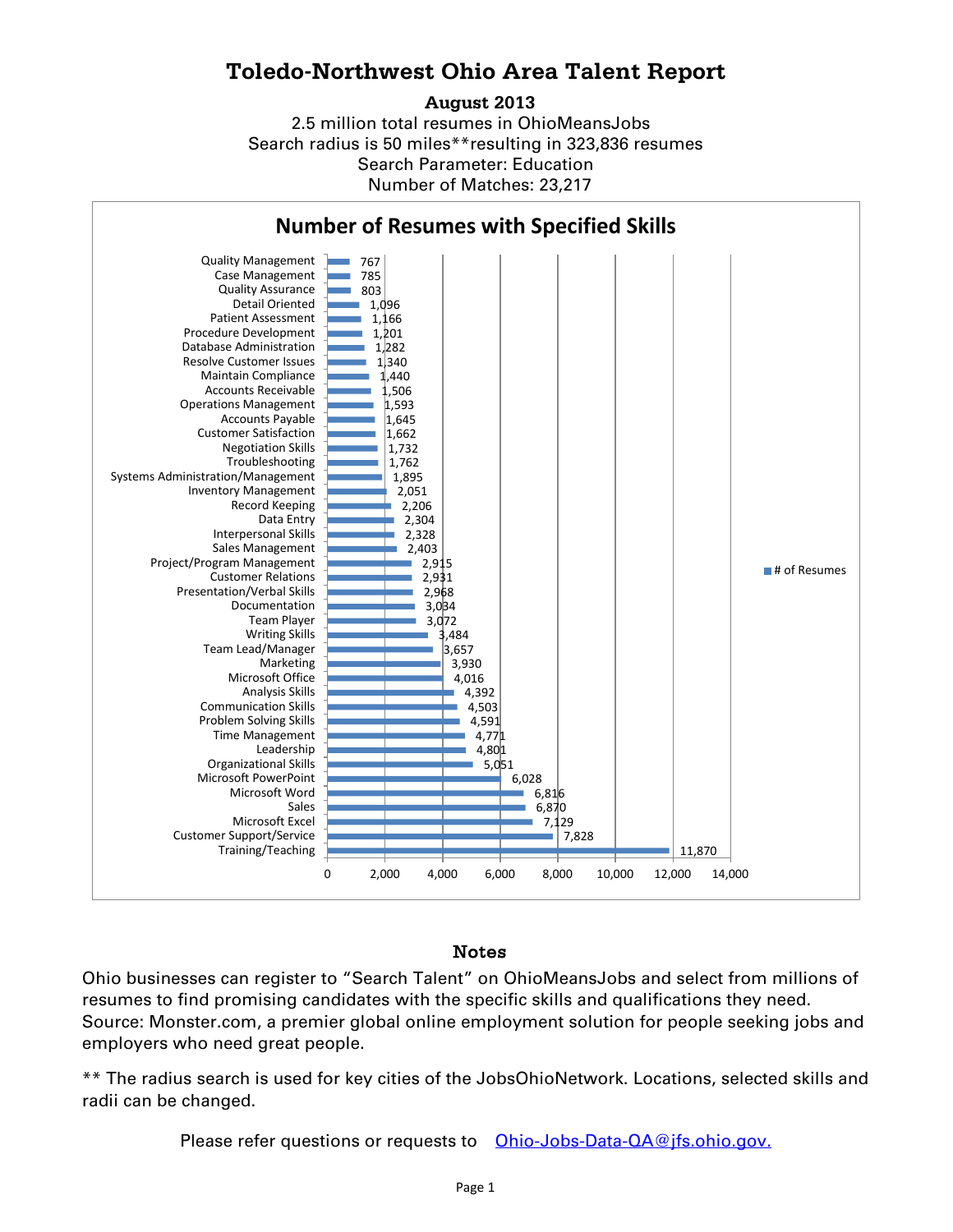# Toledo-Northwest Ohio Area Talent Report

**August 2013**

2.5 million total resumes in OhioMeansJobs
Search radius is 50 miles**resulting in 323,836 resumes
Search Parameter: Education
Number of Matches: 23,217

## Number of Resumes with Specified Skills

Quality Management 767
Case Management 785
Quality Assurance 803
Detail Oriented 1,096
Patient Assessment 1,166
Procedure Development 1,201
Database Administration 1,282
Resolve Customer Issues 1,340
Maintain Compliance 1,440
Accounts Receivable 1,506
Operations Management 1,593
Accounts Payable 1,645
Customer Satisfaction 1,662
Negotiation Skills 1,732
Troubleshooting 1,762
Systems Administration/Management 1,895
Inventory Management 2,051
Record Keeping 2,206
Data Entry 2,304
Interpersonal Skills 2,328
Sales Management 2,403
Project/Program Management 2,915
Customer Relations 2,931
Presentation/Verbal Skills 2,968
Documentation 3,034
Team Player 3,072
Writing Skills 3,484
Team Lead/Manager 3,657
Marketing 3,930
Microsoft Office 4,016
Analysis Skills 4,392
Communication Skills 4,503
Problem Solving Skills 4,591
Time Management 4,771
Leadership 4,801
Organizational Skills 5,051
Microsoft PowerPoint 6,028
Microsoft Word 6,816
Sales 6,870
Microsoft Excel 7,129
Customer Support/Service 7,828
Training/Teaching 11,870

0 2,000 4,000 6,000 8,000 10,000 12,000 14,000

# of Resumes

## Notes

Ohio businesses can register to "Search Talent" on OhioMeansJobs and select from millions of resumes to find promising candidates with the specific skills and qualifications they need. Source: Monster.com, a premier global online employment solution for people seeking jobs and employers who need great people.

** The radius search is used for key cities of the JobsOhioNetwork. Locations, selected skills and radii can be changed.

Please refer questions or requests to Ohio-Jobs-Data-QA@jfs.ohio.gov.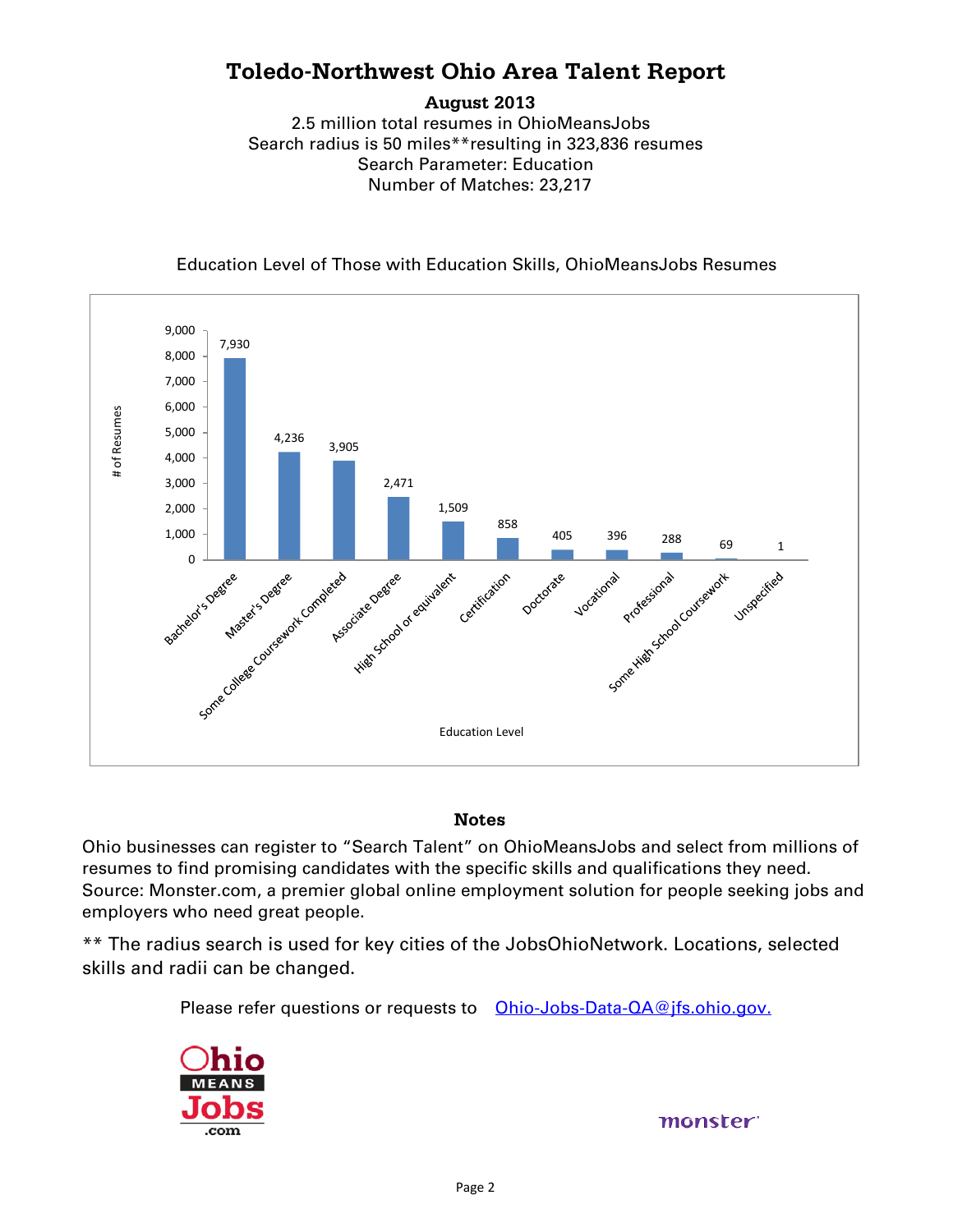# Toledo-Northwest Ohio Area Talent Report

**August 2013**

2.5 million total resumes in OhioMeansJobs
Search radius is 50 miles**resulting in 323,836 resumes
Search Parameter: Education
Number of Matches: 23,217

Education Level of Those with Education Skills, OhioMeansJobs Resumes

# of Resumes

9,000
8,000
7,000
6,000
5,000
4,000
3,000
2,000
1,000
0

Bachelor's Degree 7,930
Master's Degree 4,236
Some College Coursework Completed 3,905
Associate Degree 2,471
High School or equivalent 1,509
Certification 858
Doctorate 405
Vocational 396
Professional 288
Some High School Coursework 69
Unspecified 1

Education Level

## Notes

Ohio businesses can register to "Search Talent" on OhioMeansJobs and select from millions of resumes to find promising candidates with the specific skills and qualifications they need. Source: Monster.com, a premier global online employment solution for people seeking jobs and employers who need great people.

** The radius search is used for key cities of the JobsOhioNetwork. Locations, selected skills and radii can be changed.

Please refer questions or requests to Ohio-Jobs-Data-QA@jfs.ohio.gov.

Ohio MEANS Jobs .com

monster